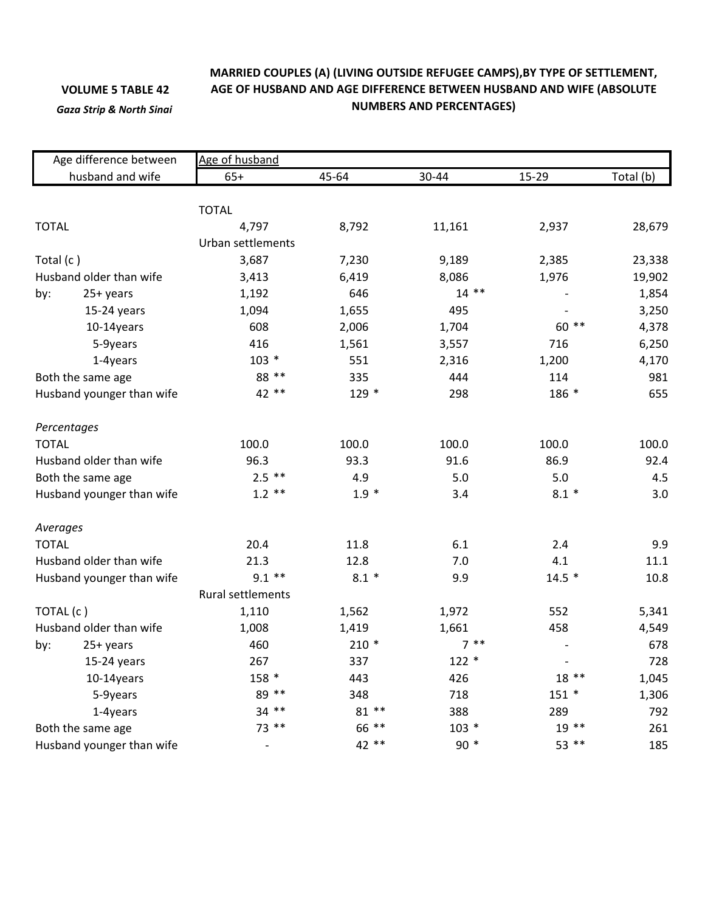**VOLUME 5 TABLE 42**

***Gaza Strip & North Sinai***

**MARRIED COUPLES (A) (LIVING OUTSIDE REFUGEE CAMPS),BY TYPE OF SETTLEMENT, AGE OF HUSBAND AND AGE DIFFERENCE BETWEEN HUSBAND AND WIFE (ABSOLUTE NUMBERS AND PERCENTAGES)**

| Age difference between husband and wife | Age of husband | | | | |
|---|---|---|---|---|---|
| | 65+ | 45-64 | 30-44 | 15-29 | Total (b) |
| | TOTAL | | | | |
| TOTAL | 4,797 | 8,792 | 11,161 | 2,937 | 28,679 |
| | Urban settlements | | | | |
| Total (c ) | 3,687 | 7,230 | 9,189 | 2,385 | 23,338 |
| Husband older than wife | 3,413 | 6,419 | 8,086 | 1,976 | 19,902 |
| by: 25+ years | 1,192 | 646 | 14 ** | - | 1,854 |
| 15-24 years | 1,094 | 1,655 | 495 | - | 3,250 |
| 10-14years | 608 | 2,006 | 1,704 | 60 ** | 4,378 |
| 5-9years | 416 | 1,561 | 3,557 | 716 | 6,250 |
| 1-4years | 103 * | 551 | 2,316 | 1,200 | 4,170 |
| Both the same age | 88 ** | 335 | 444 | 114 | 981 |
| Husband younger than wife | 42 ** | 129 * | 298 | 186 * | 655 |
| *Percentages* | | | | | |
| TOTAL | 100.0 | 100.0 | 100.0 | 100.0 | 100.0 |
| Husband older than wife | 96.3 | 93.3 | 91.6 | 86.9 | 92.4 |
| Both the same age | 2.5 ** | 4.9 | 5.0 | 5.0 | 4.5 |
| Husband younger than wife | 1.2 ** | 1.9 * | 3.4 | 8.1 * | 3.0 |
| *Averages* | | | | | |
| TOTAL | 20.4 | 11.8 | 6.1 | 2.4 | 9.9 |
| Husband older than wife | 21.3 | 12.8 | 7.0 | 4.1 | 11.1 |
| Husband younger than wife | 9.1 ** | 8.1 * | 9.9 | 14.5 * | 10.8 |
| | Rural settlements | | | | |
| TOTAL (c ) | 1,110 | 1,562 | 1,972 | 552 | 5,341 |
| Husband older than wife | 1,008 | 1,419 | 1,661 | 458 | 4,549 |
| by: 25+ years | 460 | 210 * | 7 ** | - | 678 |
| 15-24 years | 267 | 337 | 122 * | - | 728 |
| 10-14years | 158 * | 443 | 426 | 18 ** | 1,045 |
| 5-9years | 89 ** | 348 | 718 | 151 * | 1,306 |
| 1-4years | 34 ** | 81 ** | 388 | 289 | 792 |
| Both the same age | 73 ** | 66 ** | 103 * | 19 ** | 261 |
| Husband younger than wife | - | 42 ** | 90 * | 53 ** | 185 |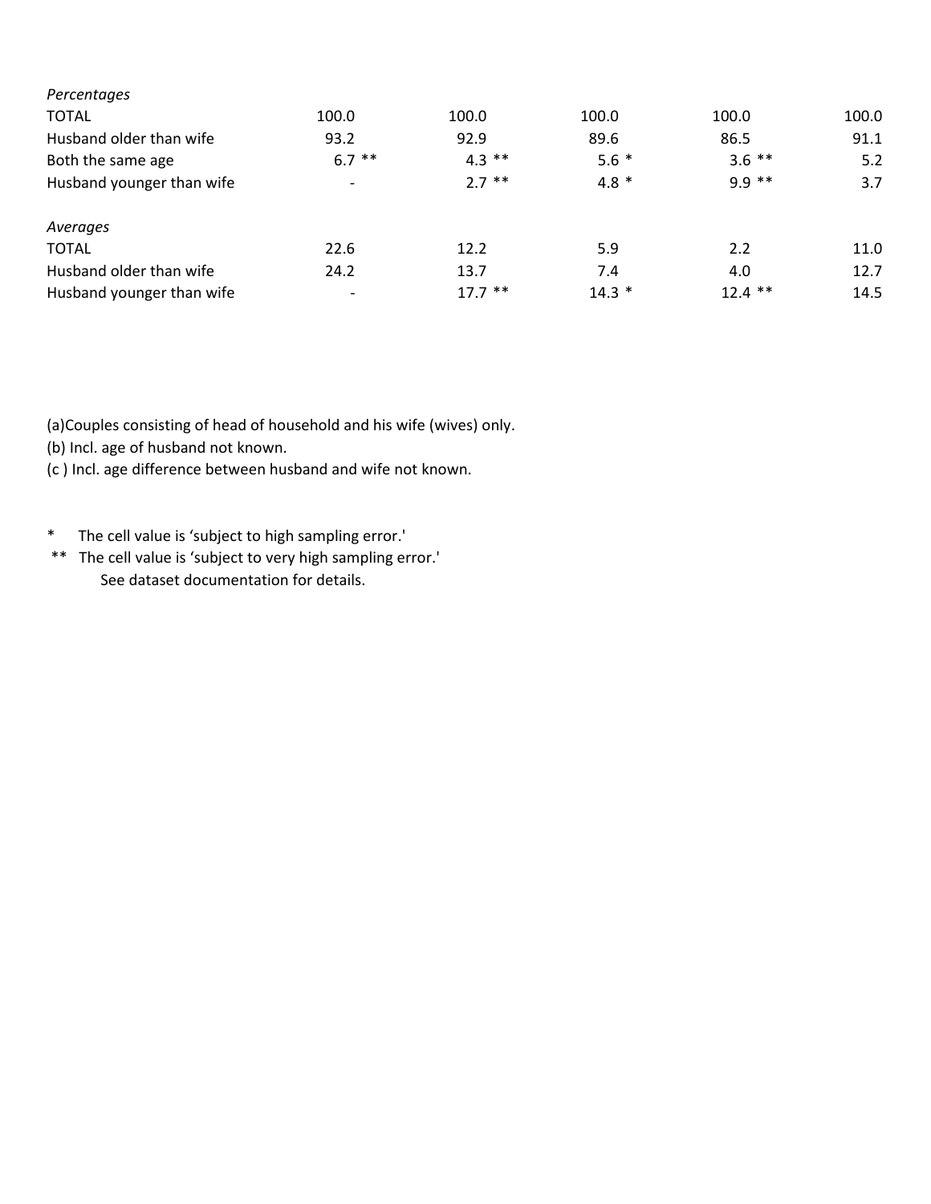| | | | | | |
|---|---|---|---|---|---|
| *Percentages* | | | | | |
| TOTAL | 100.0 | 100.0 | 100.0 | 100.0 | 100.0 |
| Husband older than wife | 93.2 | 92.9 | 89.6 | 86.5 | 91.1 |
| Both the same age | 6.7 ** | 4.3 ** | 5.6 * | 3.6 ** | 5.2 |
| Husband younger than wife | - | 2.7 ** | 4.8 * | 9.9 ** | 3.7 |
| *Averages* | | | | | |
| TOTAL | 22.6 | 12.2 | 5.9 | 2.2 | 11.0 |
| Husband older than wife | 24.2 | 13.7 | 7.4 | 4.0 | 12.7 |
| Husband younger than wife | - | 17.7 ** | 14.3 * | 12.4 ** | 14.5 |

(a)Couples consisting of head of household and his wife (wives) only.
(b) Incl. age of husband not known.
(c ) Incl. age difference between husband and wife not known.

* The cell value is 'subject to high sampling error.'
** The cell value is 'subject to very high sampling error.'
See dataset documentation for details.